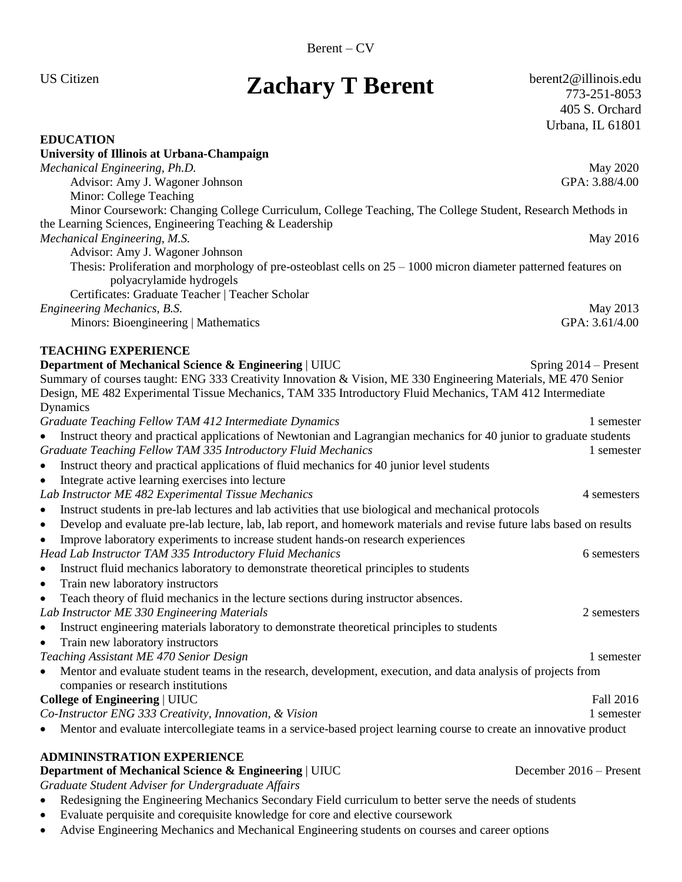US Citizen

# Zachary T Berent

berent2@illinois.edu
773-251-8053
405 S. Orchard
Urbana, IL 61801

## EDUCATION

**University of Illinois at Urbana-Champaign**

*Mechanical Engineering, Ph.D.* May 2020
Advisor: Amy J. Wagoner Johnson GPA: 3.88/4.00
Minor: College Teaching
Minor Coursework: Changing College Curriculum, College Teaching, The College Student, Research Methods in the Learning Sciences, Engineering Teaching & Leadership

*Mechanical Engineering, M.S.* May 2016
Advisor: Amy J. Wagoner Johnson
Thesis: Proliferation and morphology of pre-osteoblast cells on 25 – 1000 micron diameter patterned features on polyacrylamide hydrogels
Certificates: Graduate Teacher | Teacher Scholar

*Engineering Mechanics, B.S.* May 2013
Minors: Bioengineering | Mathematics GPA: 3.61/4.00

## TEACHING EXPERIENCE

**Department of Mechanical Science & Engineering** | UIUC Spring 2014 – Present

Summary of courses taught: ENG 333 Creativity Innovation & Vision, ME 330 Engineering Materials, ME 470 Senior Design, ME 482 Experimental Tissue Mechanics, TAM 335 Introductory Fluid Mechanics, TAM 412 Intermediate Dynamics

*Graduate Teaching Fellow TAM 412 Intermediate Dynamics* 1 semester
- Instruct theory and practical applications of Newtonian and Lagrangian mechanics for 40 junior to graduate students

*Graduate Teaching Fellow TAM 335 Introductory Fluid Mechanics* 1 semester
- Instruct theory and practical applications of fluid mechanics for 40 junior level students
- Integrate active learning exercises into lecture

*Lab Instructor ME 482 Experimental Tissue Mechanics* 4 semesters
- Instruct students in pre-lab lectures and lab activities that use biological and mechanical protocols
- Develop and evaluate pre-lab lecture, lab, lab report, and homework materials and revise future labs based on results
- Improve laboratory experiments to increase student hands-on research experiences

*Head Lab Instructor TAM 335 Introductory Fluid Mechanics* 6 semesters
- Instruct fluid mechanics laboratory to demonstrate theoretical principles to students
- Train new laboratory instructors
- Teach theory of fluid mechanics in the lecture sections during instructor absences.

*Lab Instructor ME 330 Engineering Materials* 2 semesters
- Instruct engineering materials laboratory to demonstrate theoretical principles to students
- Train new laboratory instructors

*Teaching Assistant ME 470 Senior Design* 1 semester
- Mentor and evaluate student teams in the research, development, execution, and data analysis of projects from companies or research institutions

**College of Engineering** | UIUC Fall 2016

*Co-Instructor ENG 333 Creativity, Innovation, & Vision* 1 semester
- Mentor and evaluate intercollegiate teams in a service-based project learning course to create an innovative product

## ADMININSTRATION EXPERIENCE

**Department of Mechanical Science & Engineering** | UIUC December 2016 – Present

*Graduate Student Adviser for Undergraduate Affairs*
- Redesigning the Engineering Mechanics Secondary Field curriculum to better serve the needs of students
- Evaluate perquisite and corequisite knowledge for core and elective coursework
- Advise Engineering Mechanics and Mechanical Engineering students on courses and career options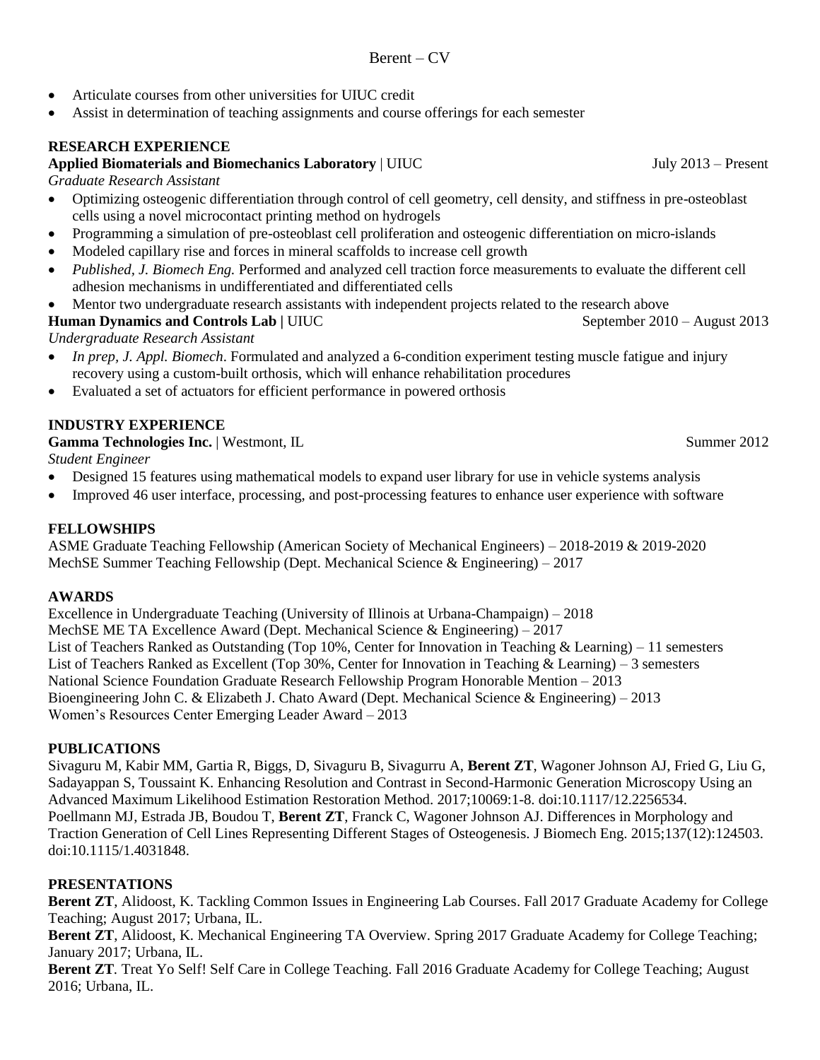- Articulate courses from other universities for UIUC credit
- Assist in determination of teaching assignments and course offerings for each semester

## RESEARCH EXPERIENCE

**Applied Biomaterials and Biomechanics Laboratory** | UIUC July 2013 – Present

*Graduate Research Assistant*

- Optimizing osteogenic differentiation through control of cell geometry, cell density, and stiffness in pre-osteoblast cells using a novel microcontact printing method on hydrogels
- Programming a simulation of pre-osteoblast cell proliferation and osteogenic differentiation on micro-islands
- Modeled capillary rise and forces in mineral scaffolds to increase cell growth
- *Published, J. Biomech Eng.* Performed and analyzed cell traction force measurements to evaluate the different cell adhesion mechanisms in undifferentiated and differentiated cells
- Mentor two undergraduate research assistants with independent projects related to the research above

**Human Dynamics and Controls Lab |** UIUC September 2010 – August 2013

*Undergraduate Research Assistant*

- *In prep, J. Appl. Biomech*. Formulated and analyzed a 6-condition experiment testing muscle fatigue and injury recovery using a custom-built orthosis, which will enhance rehabilitation procedures
- Evaluated a set of actuators for efficient performance in powered orthosis

## INDUSTRY EXPERIENCE

**Gamma Technologies Inc.** | Westmont, IL Summer 2012

*Student Engineer*

- Designed 15 features using mathematical models to expand user library for use in vehicle systems analysis
- Improved 46 user interface, processing, and post-processing features to enhance user experience with software

## FELLOWSHIPS

ASME Graduate Teaching Fellowship (American Society of Mechanical Engineers) – 2018-2019 & 2019-2020
MechSE Summer Teaching Fellowship (Dept. Mechanical Science & Engineering) – 2017

## AWARDS

Excellence in Undergraduate Teaching (University of Illinois at Urbana-Champaign) – 2018
MechSE ME TA Excellence Award (Dept. Mechanical Science & Engineering) – 2017
List of Teachers Ranked as Outstanding (Top 10%, Center for Innovation in Teaching & Learning) – 11 semesters
List of Teachers Ranked as Excellent (Top 30%, Center for Innovation in Teaching & Learning) – 3 semesters
National Science Foundation Graduate Research Fellowship Program Honorable Mention – 2013
Bioengineering John C. & Elizabeth J. Chato Award (Dept. Mechanical Science & Engineering) – 2013
Women's Resources Center Emerging Leader Award – 2013

## PUBLICATIONS

Sivaguru M, Kabir MM, Gartia R, Biggs, D, Sivaguru B, Sivagurru A, **Berent ZT**, Wagoner Johnson AJ, Fried G, Liu G, Sadayappan S, Toussaint K. Enhancing Resolution and Contrast in Second-Harmonic Generation Microscopy Using an Advanced Maximum Likelihood Estimation Restoration Method. 2017;10069:1-8. doi:10.1117/12.2256534.
Poellmann MJ, Estrada JB, Boudou T, **Berent ZT**, Franck C, Wagoner Johnson AJ. Differences in Morphology and Traction Generation of Cell Lines Representing Different Stages of Osteogenesis. J Biomech Eng. 2015;137(12):124503. doi:10.1115/1.4031848.

## PRESENTATIONS

**Berent ZT**, Alidoost, K. Tackling Common Issues in Engineering Lab Courses. Fall 2017 Graduate Academy for College Teaching; August 2017; Urbana, IL.
**Berent ZT**, Alidoost, K. Mechanical Engineering TA Overview. Spring 2017 Graduate Academy for College Teaching; January 2017; Urbana, IL.
**Berent ZT**. Treat Yo Self! Self Care in College Teaching. Fall 2016 Graduate Academy for College Teaching; August 2016; Urbana, IL.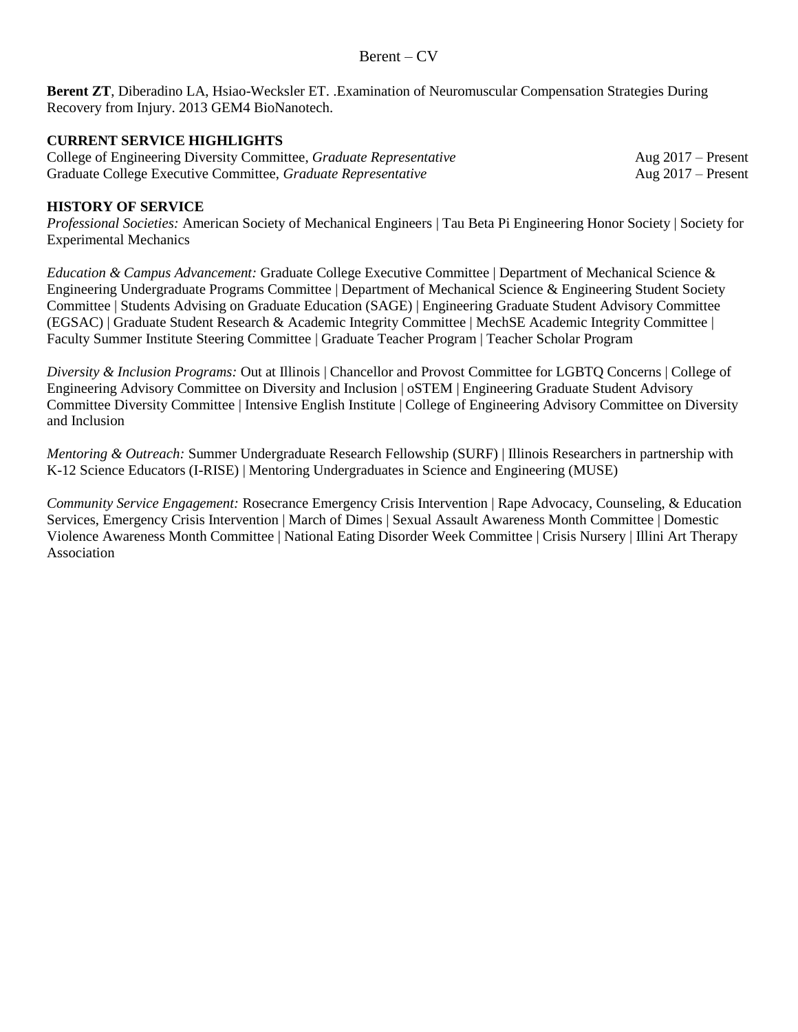**Berent ZT**, Diberadino LA, Hsiao-Wecksler ET. .Examination of Neuromuscular Compensation Strategies During Recovery from Injury. 2013 GEM4 BioNanotech.

## CURRENT SERVICE HIGHLIGHTS

College of Engineering Diversity Committee, *Graduate Representative* Aug 2017 – Present
Graduate College Executive Committee, *Graduate Representative* Aug 2017 – Present

## HISTORY OF SERVICE

*Professional Societies:* American Society of Mechanical Engineers | Tau Beta Pi Engineering Honor Society | Society for Experimental Mechanics

*Education & Campus Advancement:* Graduate College Executive Committee | Department of Mechanical Science & Engineering Undergraduate Programs Committee | Department of Mechanical Science & Engineering Student Society Committee | Students Advising on Graduate Education (SAGE) | Engineering Graduate Student Advisory Committee (EGSAC) | Graduate Student Research & Academic Integrity Committee | MechSE Academic Integrity Committee | Faculty Summer Institute Steering Committee | Graduate Teacher Program | Teacher Scholar Program

*Diversity & Inclusion Programs:* Out at Illinois | Chancellor and Provost Committee for LGBTQ Concerns | College of Engineering Advisory Committee on Diversity and Inclusion | oSTEM | Engineering Graduate Student Advisory Committee Diversity Committee | Intensive English Institute | College of Engineering Advisory Committee on Diversity and Inclusion

*Mentoring & Outreach:* Summer Undergraduate Research Fellowship (SURF) | Illinois Researchers in partnership with K-12 Science Educators (I-RISE) | Mentoring Undergraduates in Science and Engineering (MUSE)

*Community Service Engagement:* Rosecrance Emergency Crisis Intervention | Rape Advocacy, Counseling, & Education Services, Emergency Crisis Intervention | March of Dimes | Sexual Assault Awareness Month Committee | Domestic Violence Awareness Month Committee | National Eating Disorder Week Committee | Crisis Nursery | Illini Art Therapy Association